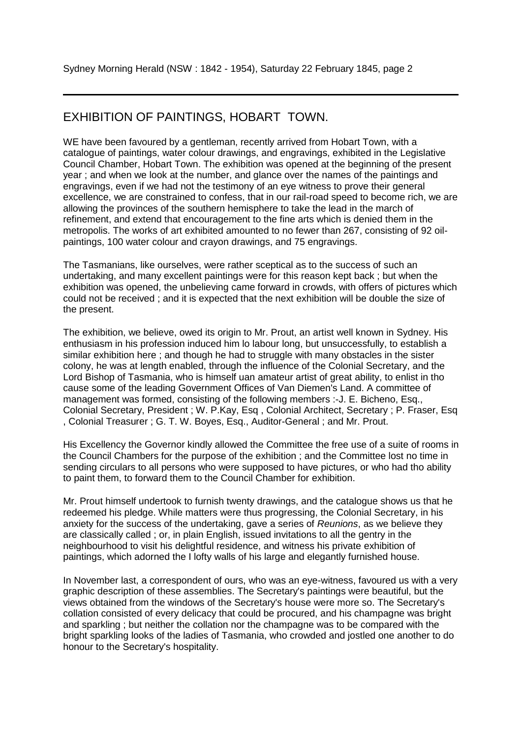Sydney Morning Herald (NSW : 1842 - 1954), Saturday 22 February 1845, page 2

---

## EXHIBITION OF PAINTINGS, HOBART TOWN.

WE have been favoured by a gentleman, recently arrived from Hobart Town, with a catalogue of paintings, water colour drawings, and engravings, exhibited in the Legislative Council Chamber, Hobart Town. The exhibition was opened at the beginning of the present year ; and when we look at the number, and glance over the names of the paintings and engravings, even if we had not the testimony of an eye witness to prove their general excellence, we are constrained to confess, that in our rail-road speed to become rich, we are allowing the provinces of the southern hemisphere to take the lead in the march of refinement, and extend that encouragement to the fine arts which is denied them in the metropolis. The works of art exhibited amounted to no fewer than 267, consisting of 92 oil-paintings, 100 water colour and crayon drawings, and 75 engravings.

The Tasmanians, like ourselves, were rather sceptical as to the success of such an undertaking, and many excellent paintings were for this reason kept back ; but when the exhibition was opened, the unbelieving came forward in crowds, with offers of pictures which could not be received ; and it is expected that the next exhibition will be double the size of the present.

The exhibition, we believe, owed its origin to Mr. Prout, an artist well known in Sydney. His enthusiasm in his profession induced him lo labour long, but unsuccessfully, to establish a similar exhibition here ; and though he had to struggle with many obstacles in the sister colony, he was at length enabled, through the influence of the Colonial Secretary, and the Lord Bishop of Tasmania, who is himself uan amateur artist of great ability, to enlist in tho cause some of the leading Government Offices of Van Diemen's Land. A committee of management was formed, consisting of the following members :-J. E. Bicheno, Esq., Colonial Secretary, President ; W. P.Kay, Esq , Colonial Architect, Secretary ; P. Fraser, Esq , Colonial Treasurer ; G. T. W. Boyes, Esq., Auditor-General ; and Mr. Prout.

His Excellency the Governor kindly allowed the Committee the free use of a suite of rooms in the Council Chambers for the purpose of the exhibition ; and the Committee lost no time in sending circulars to all persons who were supposed to have pictures, or who had tho ability to paint them, to forward them to the Council Chamber for exhibition.

Mr. Prout himself undertook to furnish twenty drawings, and the catalogue shows us that he redeemed his pledge. While matters were thus progressing, the Colonial Secretary, in his anxiety for the success of the undertaking, gave a series of *Reunions*, as we believe they are classically called ; or, in plain English, issued invitations to all the gentry in the neighbourhood to visit his delightful residence, and witness his private exhibition of paintings, which adorned the I lofty walls of his large and elegantly furnished house.

In November last, a correspondent of ours, who was an eye-witness, favoured us with a very graphic description of these assemblies. The Secretary's paintings were beautiful, but the views obtained from the windows of the Secretary's house were more so. The Secretary's collation consisted of every delicacy that could be procured, and his champagne was bright and sparkling ; but neither the collation nor the champagne was to be compared with the bright sparkling looks of the ladies of Tasmania, who crowded and jostled one another to do honour to the Secretary's hospitality.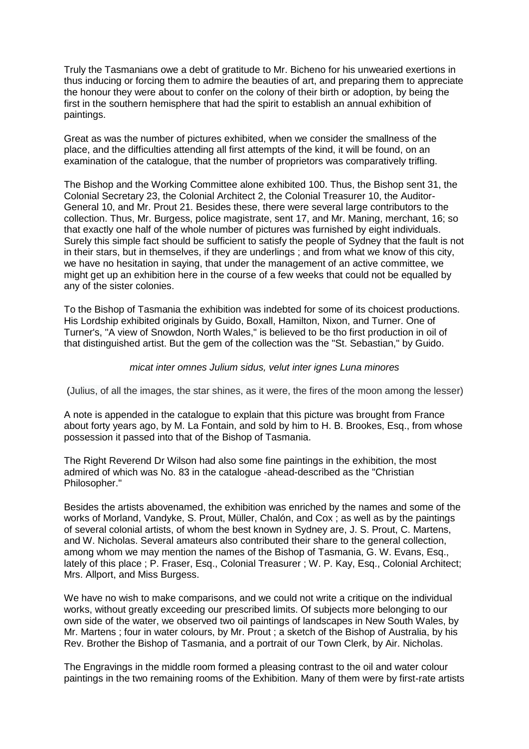Truly the Tasmanians owe a debt of gratitude to Mr. Bicheno for his unwearied exertions in thus inducing or forcing them to admire the beauties of art, and preparing them to appreciate the honour they were about to confer on the colony of their birth or adoption, by being the first in the southern hemisphere that had the spirit to establish an annual exhibition of paintings.

Great as was the number of pictures exhibited, when we consider the smallness of the place, and the difficulties attending all first attempts of the kind, it will be found, on an examination of the catalogue, that the number of proprietors was comparatively trifling.

The Bishop and the Working Committee alone exhibited 100. Thus, the Bishop sent 31, the Colonial Secretary 23, the Colonial Architect 2, the Colonial Treasurer 10, the Auditor-General 10, and Mr. Prout 21. Besides these, there were several large contributors to the collection. Thus, Mr. Burgess, police magistrate, sent 17, and Mr. Maning, merchant, 16; so that exactly one half of the whole number of pictures was furnished by eight individuals. Surely this simple fact should be sufficient to satisfy the people of Sydney that the fault is not in their stars, but in themselves, if they are underlings ; and from what we know of this city, we have no hesitation in saying, that under the management of an active committee, we might get up an exhibition here in the course of a few weeks that could not be equalled by any of the sister colonies.

To the Bishop of Tasmania the exhibition was indebted for some of its choicest productions. His Lordship exhibited originals by Guido, Boxall, Hamilton, Nixon, and Turner. One of Turner's, "A view of Snowdon, North Wales," is believed to be tho first production in oil of that distinguished artist. But the gem of the collection was the "St. Sebastian," by Guido.

*micat inter omnes Julium sidus, velut inter ignes Luna minores*

(Julius, of all the images, the star shines, as it were, the fires of the moon among the lesser)

A note is appended in the catalogue to explain that this picture was brought from France about forty years ago, by M. La Fontain, and sold by him to H. B. Brookes, Esq., from whose possession it passed into that of the Bishop of Tasmania.

The Right Reverend Dr Wilson had also some fine paintings in the exhibition, the most admired of which was No. 83 in the catalogue -ahead-described as the "Christian Philosopher."

Besides the artists abovenamed, the exhibition was enriched by the names and some of the works of Morland, Vandyke, S. Prout, Müller, Chalón, and Cox ; as well as by the paintings of several colonial artists, of whom the best known in Sydney are, J. S. Prout, C. Martens, and W. Nicholas. Several amateurs also contributed their share to the general collection, among whom we may mention the names of the Bishop of Tasmania, G. W. Evans, Esq., lately of this place ; P. Fraser, Esq., Colonial Treasurer ; W. P. Kay, Esq., Colonial Architect; Mrs. Allport, and Miss Burgess.

We have no wish to make comparisons, and we could not write a critique on the individual works, without greatly exceeding our prescribed limits. Of subjects more belonging to our own side of the water, we observed two oil paintings of landscapes in New South Wales, by Mr. Martens ; four in water colours, by Mr. Prout ; a sketch of the Bishop of Australia, by his Rev. Brother the Bishop of Tasmania, and a portrait of our Town Clerk, by Air. Nicholas.

The Engravings in the middle room formed a pleasing contrast to the oil and water colour paintings in the two remaining rooms of the Exhibition. Many of them were by first-rate artists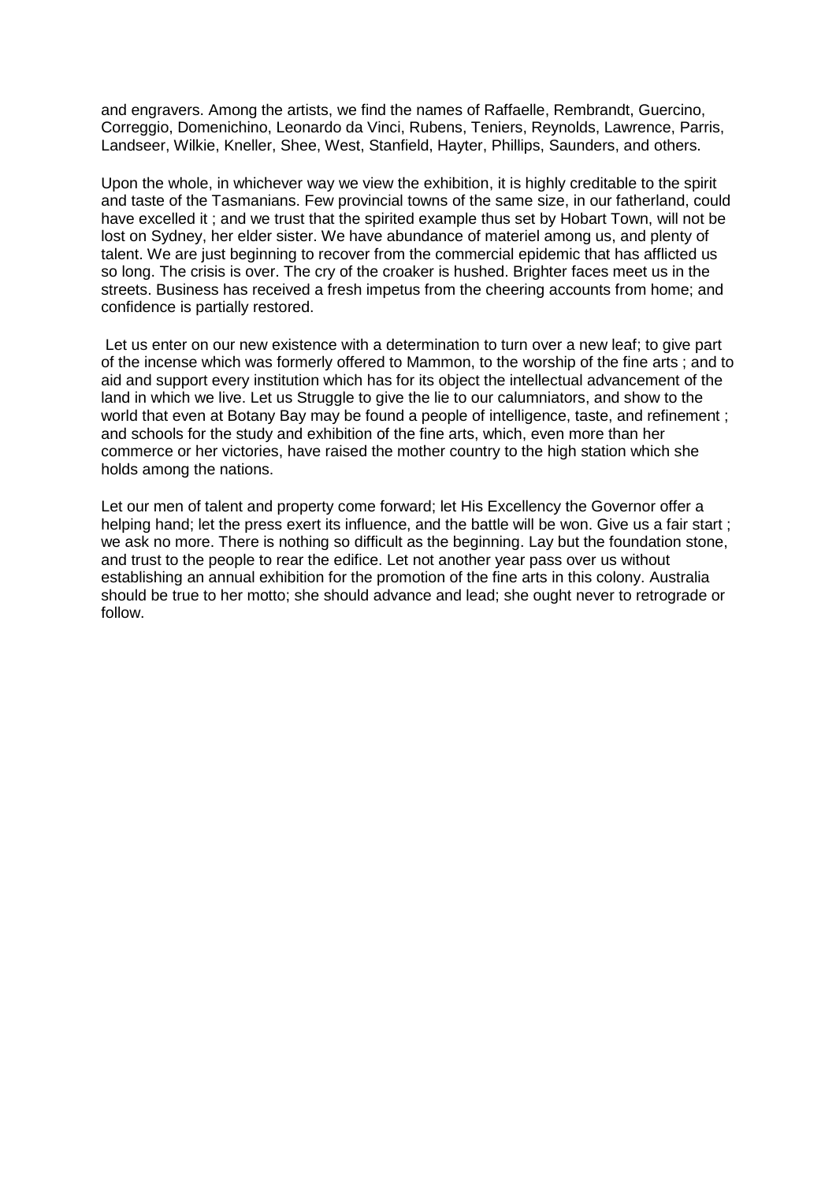and engravers. Among the artists, we find the names of Raffaelle, Rembrandt, Guercino, Correggio, Domenichino, Leonardo da Vinci, Rubens, Teniers, Reynolds, Lawrence, Parris, Landseer, Wilkie, Kneller, Shee, West, Stanfield, Hayter, Phillips, Saunders, and others.

Upon the whole, in whichever way we view the exhibition, it is highly creditable to the spirit and taste of the Tasmanians. Few provincial towns of the same size, in our fatherland, could have excelled it ; and we trust that the spirited example thus set by Hobart Town, will not be lost on Sydney, her elder sister. We have abundance of materiel among us, and plenty of talent. We are just beginning to recover from the commercial epidemic that has afflicted us so long. The crisis is over. The cry of the croaker is hushed. Brighter faces meet us in the streets. Business has received a fresh impetus from the cheering accounts from home; and confidence is partially restored.

Let us enter on our new existence with a determination to turn over a new leaf; to give part of the incense which was formerly offered to Mammon, to the worship of the fine arts ; and to aid and support every institution which has for its object the intellectual advancement of the land in which we live. Let us Struggle to give the lie to our calumniators, and show to the world that even at Botany Bay may be found a people of intelligence, taste, and refinement ; and schools for the study and exhibition of the fine arts, which, even more than her commerce or her victories, have raised the mother country to the high station which she holds among the nations.

Let our men of talent and property come forward; let His Excellency the Governor offer a helping hand; let the press exert its influence, and the battle will be won. Give us a fair start ; we ask no more. There is nothing so difficult as the beginning. Lay but the foundation stone, and trust to the people to rear the edifice. Let not another year pass over us without establishing an annual exhibition for the promotion of the fine arts in this colony. Australia should be true to her motto; she should advance and lead; she ought never to retrograde or follow.